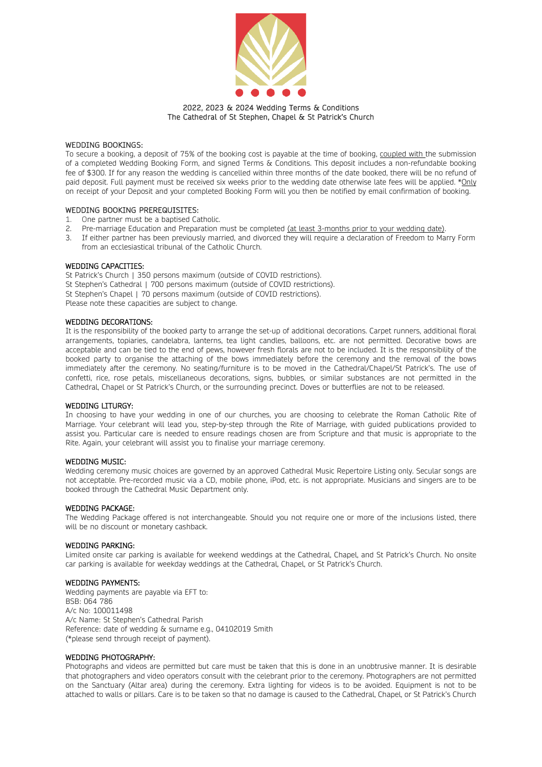2022, 2023 & 2024 Wedding Terms & Conditions
The Cathedral of St Stephen, Chapel & St Patrick's Church

## WEDDING BOOKINGS:

To secure a booking, a deposit of 75% of the booking cost is payable at the time of booking, coupled with the submission of a completed Wedding Booking Form, and signed Terms & Conditions. This deposit includes a non-refundable booking fee of $300. If for any reason the wedding is cancelled within three months of the date booked, there will be no refund of paid deposit. Full payment must be received six weeks prior to the wedding date otherwise late fees will be applied. *Only on receipt of your Deposit and your completed Booking Form will you then be notified by email confirmation of booking.

## WEDDING BOOKING PREREQUISITES:

1. One partner must be a baptised Catholic.
2. Pre-marriage Education and Preparation must be completed (at least 3-months prior to your wedding date).
3. If either partner has been previously married, and divorced they will require a declaration of Freedom to Marry Form from an ecclesiastical tribunal of the Catholic Church.

## WEDDING CAPACITIES:

St Patrick's Church | 350 persons maximum (outside of COVID restrictions).
St Stephen's Cathedral | 700 persons maximum (outside of COVID restrictions).
St Stephen's Chapel | 70 persons maximum (outside of COVID restrictions).
Please note these capacities are subject to change.

## WEDDING DECORATIONS:

It is the responsibility of the booked party to arrange the set-up of additional decorations. Carpet runners, additional floral arrangements, topiaries, candelabra, lanterns, tea light candles, balloons, etc. are not permitted. Decorative bows are acceptable and can be tied to the end of pews, however fresh florals are not to be included. It is the responsibility of the booked party to organise the attaching of the bows immediately before the ceremony and the removal of the bows immediately after the ceremony. No seating/furniture is to be moved in the Cathedral/Chapel/St Patrick's. The use of confetti, rice, rose petals, miscellaneous decorations, signs, bubbles, or similar substances are not permitted in the Cathedral, Chapel or St Patrick's Church, or the surrounding precinct. Doves or butterflies are not to be released.

## WEDDING LITURGY:

In choosing to have your wedding in one of our churches, you are choosing to celebrate the Roman Catholic Rite of Marriage. Your celebrant will lead you, step-by-step through the Rite of Marriage, with guided publications provided to assist you. Particular care is needed to ensure readings chosen are from Scripture and that music is appropriate to the Rite. Again, your celebrant will assist you to finalise your marriage ceremony.

## WEDDING MUSIC:

Wedding ceremony music choices are governed by an approved Cathedral Music Repertoire Listing only. Secular songs are not acceptable. Pre-recorded music via a CD, mobile phone, iPod, etc. is not appropriate. Musicians and singers are to be booked through the Cathedral Music Department only.

## WEDDING PACKAGE:

The Wedding Package offered is not interchangeable. Should you not require one or more of the inclusions listed, there will be no discount or monetary cashback.

## WEDDING PARKING:

Limited onsite car parking is available for weekend weddings at the Cathedral, Chapel, and St Patrick's Church. No onsite car parking is available for weekday weddings at the Cathedral, Chapel, or St Patrick's Church.

## WEDDING PAYMENTS:

Wedding payments are payable via EFT to:
BSB: 064 786
A/c No: 100011498
A/c Name: St Stephen's Cathedral Parish
Reference: date of wedding & surname e.g., 04102019 Smith
(*please send through receipt of payment).

## WEDDING PHOTOGRAPHY:

Photographs and videos are permitted but care must be taken that this is done in an unobtrusive manner. It is desirable that photographers and video operators consult with the celebrant prior to the ceremony. Photographers are not permitted on the Sanctuary (Altar area) during the ceremony. Extra lighting for videos is to be avoided. Equipment is not to be attached to walls or pillars. Care is to be taken so that no damage is caused to the Cathedral, Chapel, or St Patrick's Church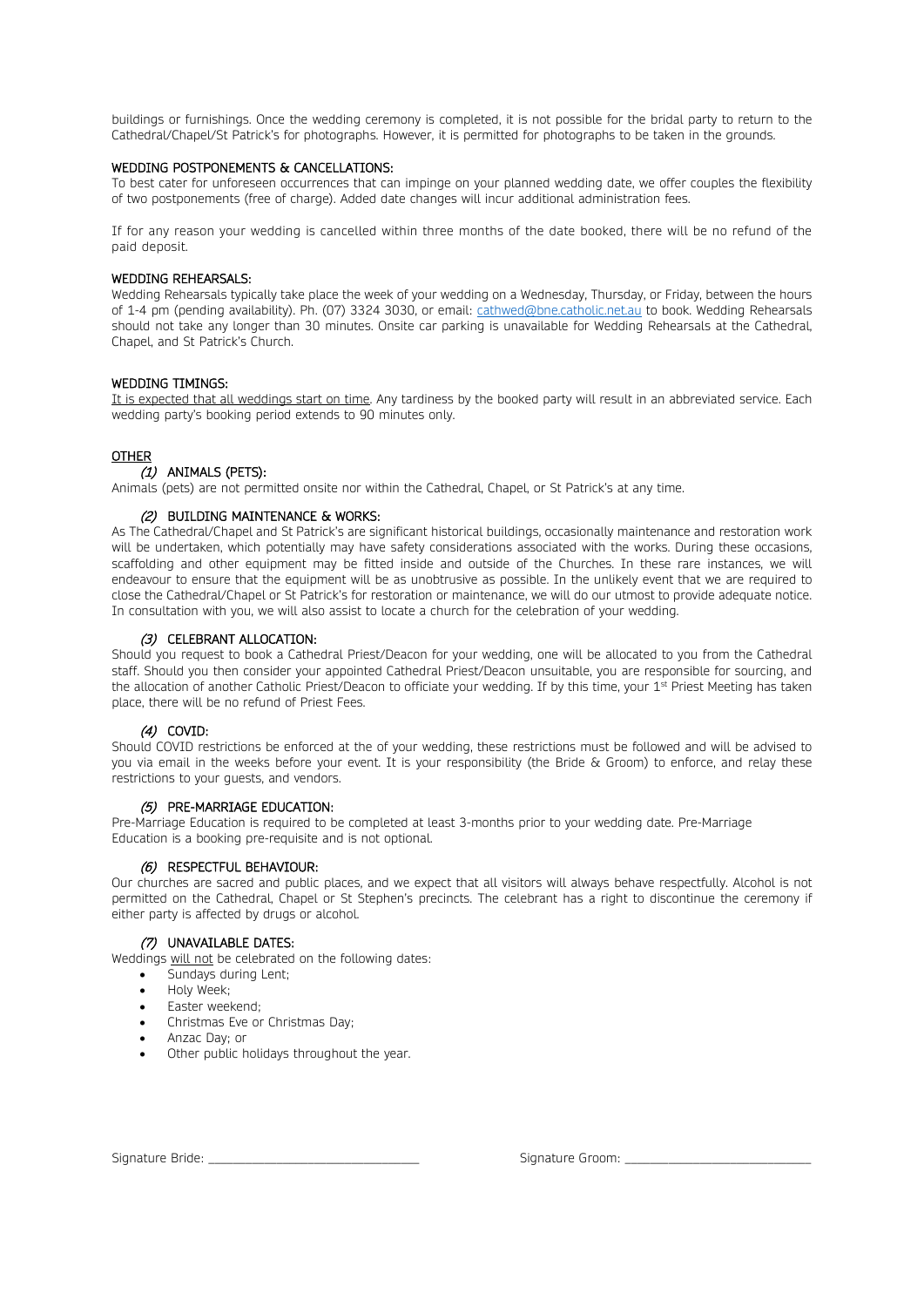buildings or furnishings. Once the wedding ceremony is completed, it is not possible for the bridal party to return to the Cathedral/Chapel/St Patrick's for photographs. However, it is permitted for photographs to be taken in the grounds.

WEDDING POSTPONEMENTS & CANCELLATIONS:
To best cater for unforeseen occurrences that can impinge on your planned wedding date, we offer couples the flexibility of two postponements (free of charge). Added date changes will incur additional administration fees.

If for any reason your wedding is cancelled within three months of the date booked, there will be no refund of the paid deposit.

WEDDING REHEARSALS:
Wedding Rehearsals typically take place the week of your wedding on a Wednesday, Thursday, or Friday, between the hours of 1-4 pm (pending availability). Ph. (07) 3324 3030, or email: [cathwed@bne.catholic.net.au](mailto:cathwed@bne.catholic.net.au) to book. Wedding Rehearsals should not take any longer than 30 minutes. Onsite car parking is unavailable for Wedding Rehearsals at the Cathedral, Chapel, and St Patrick's Church.

WEDDING TIMINGS:
It is expected that all weddings start on time. Any tardiness by the booked party will result in an abbreviated service. Each wedding party's booking period extends to 90 minutes only.

OTHER

*(1)* ANIMALS (PETS):
Animals (pets) are not permitted onsite nor within the Cathedral, Chapel, or St Patrick's at any time.

*(2)* BUILDING MAINTENANCE & WORKS:
As The Cathedral/Chapel and St Patrick's are significant historical buildings, occasionally maintenance and restoration work will be undertaken, which potentially may have safety considerations associated with the works. During these occasions, scaffolding and other equipment may be fitted inside and outside of the Churches. In these rare instances, we will endeavour to ensure that the equipment will be as unobtrusive as possible. In the unlikely event that we are required to close the Cathedral/Chapel or St Patrick's for restoration or maintenance, we will do our utmost to provide adequate notice. In consultation with you, we will also assist to locate a church for the celebration of your wedding.

*(3)* CELEBRANT ALLOCATION:
Should you request to book a Cathedral Priest/Deacon for your wedding, one will be allocated to you from the Cathedral staff. Should you then consider your appointed Cathedral Priest/Deacon unsuitable, you are responsible for sourcing, and the allocation of another Catholic Priest/Deacon to officiate your wedding. If by this time, your 1st Priest Meeting has taken place, there will be no refund of Priest Fees.

*(4)* COVID:
Should COVID restrictions be enforced at the of your wedding, these restrictions must be followed and will be advised to you via email in the weeks before your event. It is your responsibility (the Bride & Groom) to enforce, and relay these restrictions to your guests, and vendors.

*(5)* PRE-MARRIAGE EDUCATION:
Pre-Marriage Education is required to be completed at least 3-months prior to your wedding date. Pre-Marriage Education is a booking pre-requisite and is not optional.

*(6)* RESPECTFUL BEHAVIOUR:
Our churches are sacred and public places, and we expect that all visitors will always behave respectfully. Alcohol is not permitted on the Cathedral, Chapel or St Stephen's precincts. The celebrant has a right to discontinue the ceremony if either party is affected by drugs or alcohol.

*(7)* UNAVAILABLE DATES:
Weddings will not be celebrated on the following dates:

- Sundays during Lent;
- Holy Week;
- Easter weekend;
- Christmas Eve or Christmas Day;
- Anzac Day; or
- Other public holidays throughout the year.

Signature Bride: ______________________________ Signature Groom: ___________________________